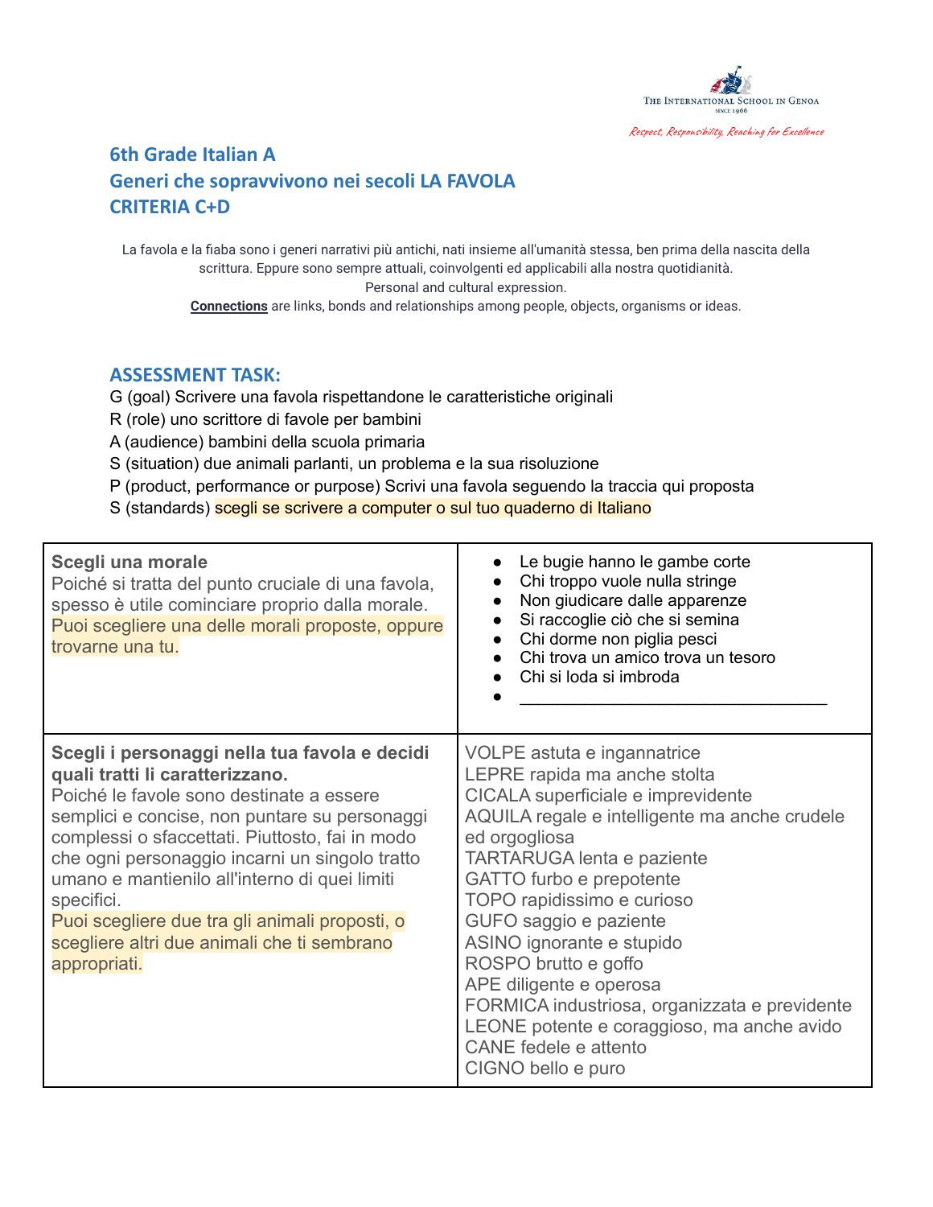THE INTERNATIONAL SCHOOL IN GENOA
SINCE 1966

*Respect, Responsibility, Reaching for Excellence*

## 6th Grade Italian A
## Generi che sopravvivono nei secoli LA FAVOLA
## CRITERIA C+D

La favola e la fiaba sono i generi narrativi più antichi, nati insieme all'umanità stessa, ben prima della nascita della scrittura. Eppure sono sempre attuali, coinvolgenti ed applicabili alla nostra quotidianità.
Personal and cultural expression.
**Connections** are links, bonds and relationships among people, objects, organisms or ideas.

## ASSESSMENT TASK:

G (goal) Scrivere una favola rispettandone le caratteristiche originali
R (role) uno scrittore di favole per bambini
A (audience) bambini della scuola primaria
S (situation) due animali parlanti, un problema e la sua risoluzione
P (product, performance or purpose) Scrivi una favola seguendo la traccia qui proposta
S (standards) scegli se scrivere a computer o sul tuo quaderno di Italiano

| | |
|---|---|
| **Scegli una morale**<br>Poiché si tratta del punto cruciale di una favola, spesso è utile cominciare proprio dalla morale.<br>Puoi scegliere una delle morali proposte, oppure trovarne una tu. | • Le bugie hanno le gambe corte<br>• Chi troppo vuole nulla stringe<br>• Non giudicare dalle apparenze<br>• Si raccoglie ciò che si semina<br>• Chi dorme non piglia pesci<br>• Chi trova un amico trova un tesoro<br>• Chi si loda si imbroda<br>• ________________________________ |
| **Scegli i personaggi nella tua favola e decidi quali tratti li caratterizzano.**<br>Poiché le favole sono destinate a essere semplici e concise, non puntare su personaggi complessi o sfaccettati. Piuttosto, fai in modo che ogni personaggio incarni un singolo tratto umano e mantienilo all'interno di quei limiti specifici.<br>Puoi scegliere due tra gli animali proposti, o scegliere altri due animali che ti sembrano appropriati. | VOLPE astuta e ingannatrice<br>LEPRE rapida ma anche stolta<br>CICALA superficiale e imprevidente<br>AQUILA regale e intelligente ma anche crudele ed orgogliosa<br>TARTARUGA lenta e paziente<br>GATTO furbo e prepotente<br>TOPO rapidissimo e curioso<br>GUFO saggio e paziente<br>ASINO ignorante e stupido<br>ROSPO brutto e goffo<br>APE diligente e operosa<br>FORMICA industriosa, organizzata e previdente<br>LEONE potente e coraggioso, ma anche avido<br>CANE fedele e attento<br>CIGNO bello e puro |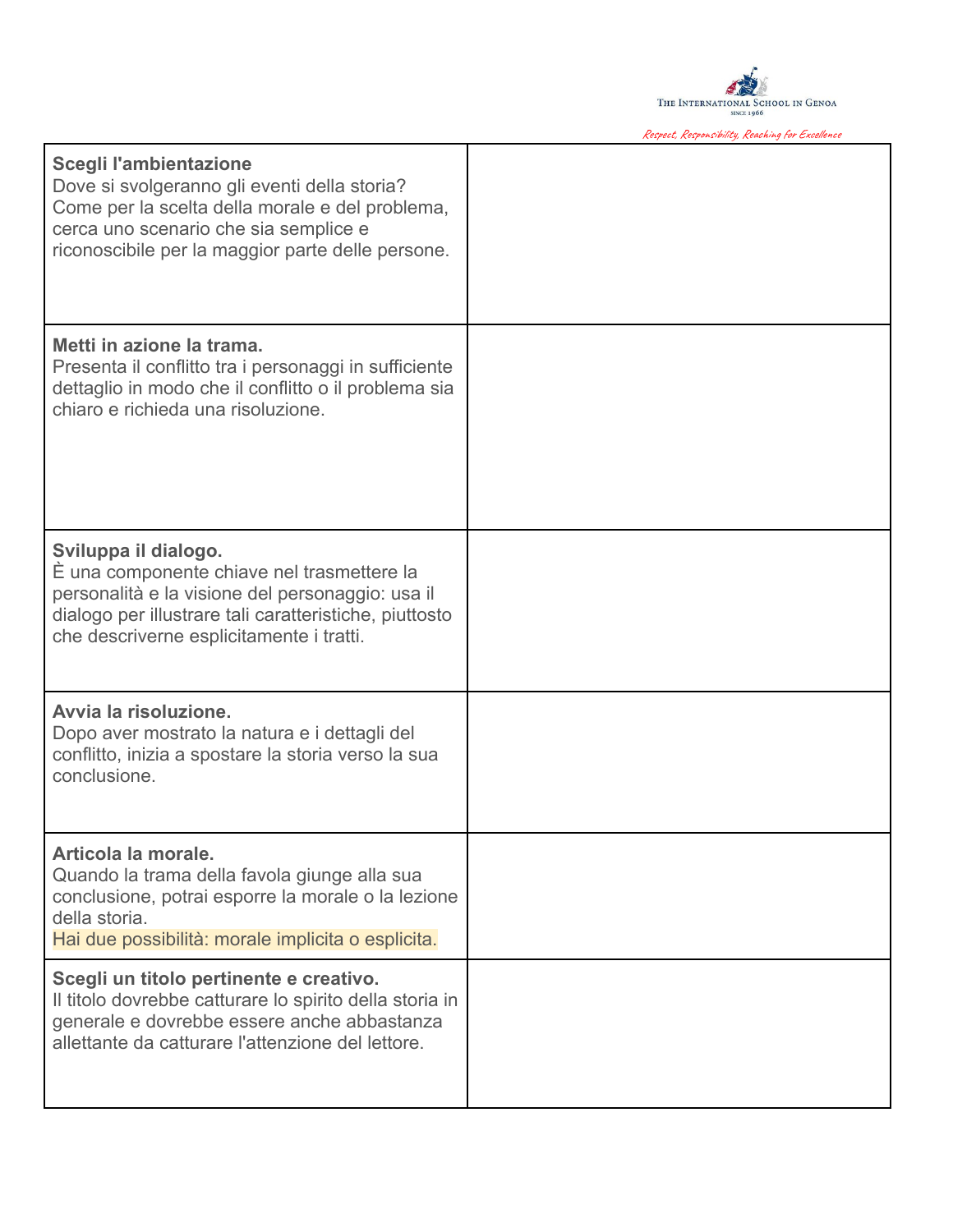| | |
|---|---|
| **Scegli l'ambientazione**<br>Dove si svolgeranno gli eventi della storia? Come per la scelta della morale e del problema, cerca uno scenario che sia semplice e riconoscibile per la maggior parte delle persone. | |
| **Metti in azione la trama.**<br>Presenta il conflitto tra i personaggi in sufficiente dettaglio in modo che il conflitto o il problema sia chiaro e richieda una risoluzione. | |
| **Sviluppa il dialogo.**<br>È una componente chiave nel trasmettere la personalità e la visione del personaggio: usa il dialogo per illustrare tali caratteristiche, piuttosto che descriverne esplicitamente i tratti. | |
| **Avvia la risoluzione.**<br>Dopo aver mostrato la natura e i dettagli del conflitto, inizia a spostare la storia verso la sua conclusione. | |
| **Articola la morale.**<br>Quando la trama della favola giunge alla sua conclusione, potrai esporre la morale o la lezione della storia.<br>Hai due possibilità: morale implicita o esplicita. | |
| **Scegli un titolo pertinente e creativo.**<br>Il titolo dovrebbe catturare lo spirito della storia in generale e dovrebbe essere anche abbastanza allettante da catturare l'attenzione del lettore. | |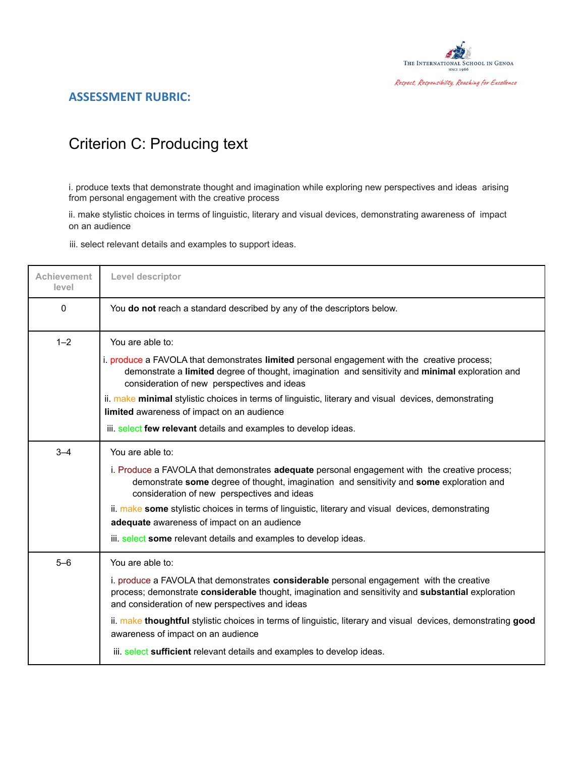## ASSESSMENT RUBRIC:

# Criterion C: Producing text

i. produce texts that demonstrate thought and imagination while exploring new perspectives and ideas arising from personal engagement with the creative process

ii. make stylistic choices in terms of linguistic, literary and visual devices, demonstrating awareness of impact on an audience

iii. select relevant details and examples to support ideas.

| Achievement level | Level descriptor |
|---|---|
| 0 | You **do not** reach a standard described by any of the descriptors below. |
| 1–2 | You are able to:<br>i. produce a FAVOLA that demonstrates **limited** personal engagement with the creative process; demonstrate a **limited** degree of thought, imagination and sensitivity and **minimal** exploration and consideration of new perspectives and ideas<br>ii. make **minimal** stylistic choices in terms of linguistic, literary and visual devices, demonstrating **limited** awareness of impact on an audience<br>iii. select **few relevant** details and examples to develop ideas. |
| 3–4 | You are able to:<br>i. Produce a FAVOLA that demonstrates **adequate** personal engagement with the creative process; demonstrate **some** degree of thought, imagination and sensitivity and **some** exploration and consideration of new perspectives and ideas<br>ii. make **some** stylistic choices in terms of linguistic, literary and visual devices, demonstrating **adequate** awareness of impact on an audience<br>iii. select **some** relevant details and examples to develop ideas. |
| 5–6 | You are able to:<br>i. produce a FAVOLA that demonstrates **considerable** personal engagement with the creative process; demonstrate **considerable** thought, imagination and sensitivity and **substantial** exploration and consideration of new perspectives and ideas<br>ii. make **thoughtful** stylistic choices in terms of linguistic, literary and visual devices, demonstrating **good** awareness of impact on an audience<br>iii. select **sufficient** relevant details and examples to develop ideas. |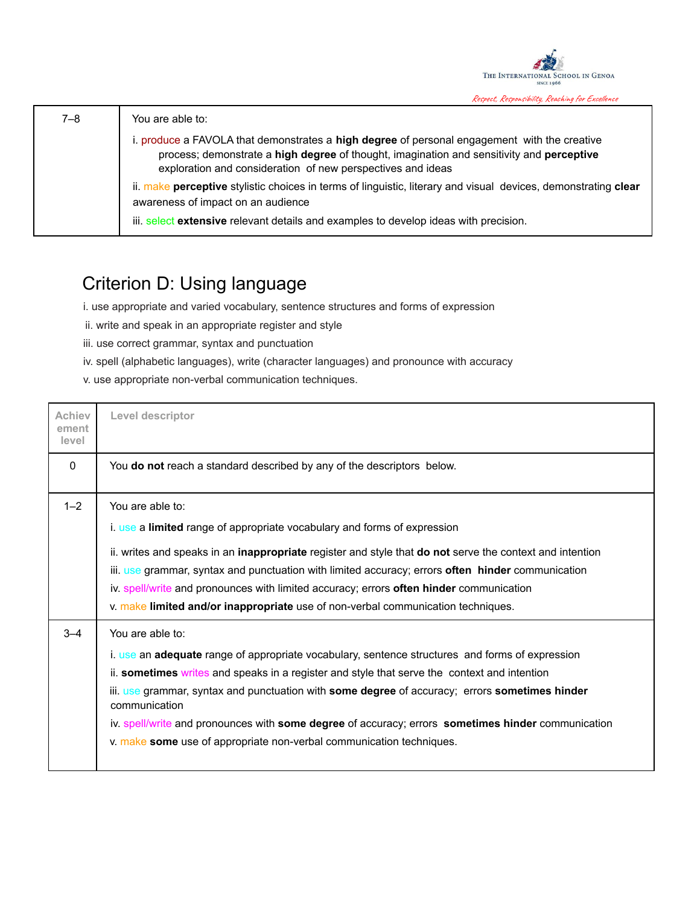| | |
|---|---|
| 7–8 | You are able to:<br><br>i. produce a FAVOLA that demonstrates a **high degree** of personal engagement with the creative process; demonstrate a **high degree** of thought, imagination and sensitivity and **perceptive** exploration and consideration of new perspectives and ideas<br><br>ii. make **perceptive** stylistic choices in terms of linguistic, literary and visual devices, demonstrating **clear** awareness of impact on an audience<br><br>iii. select **extensive** relevant details and examples to develop ideas with precision. |

## Criterion D: Using language

i. use appropriate and varied vocabulary, sentence structures and forms of expression

ii. write and speak in an appropriate register and style

iii. use correct grammar, syntax and punctuation

iv. spell (alphabetic languages), write (character languages) and pronounce with accuracy

v. use appropriate non-verbal communication techniques.

| Achievement level | Level descriptor |
|---|---|
| 0 | You **do not** reach a standard described by any of the descriptors below. |
| 1–2 | You are able to:<br><br>i. use a **limited** range of appropriate vocabulary and forms of expression<br><br>ii. writes and speaks in an **inappropriate** register and style that **do not** serve the context and intention<br><br>iii. use grammar, syntax and punctuation with limited accuracy; errors **often hinder** communication<br><br>iv. spell/write and pronounces with limited accuracy; errors **often hinder** communication<br><br>v. make **limited and/or inappropriate** use of non-verbal communication techniques. |
| 3–4 | You are able to:<br><br>i. use an **adequate** range of appropriate vocabulary, sentence structures and forms of expression<br><br>ii. **sometimes** writes and speaks in a register and style that serve the context and intention<br><br>iii. use grammar, syntax and punctuation with **some degree** of accuracy; errors **sometimes hinder** communication<br><br>iv. spell/write and pronounces with **some degree** of accuracy; errors **sometimes hinder** communication<br><br>v. make **some** use of appropriate non-verbal communication techniques. |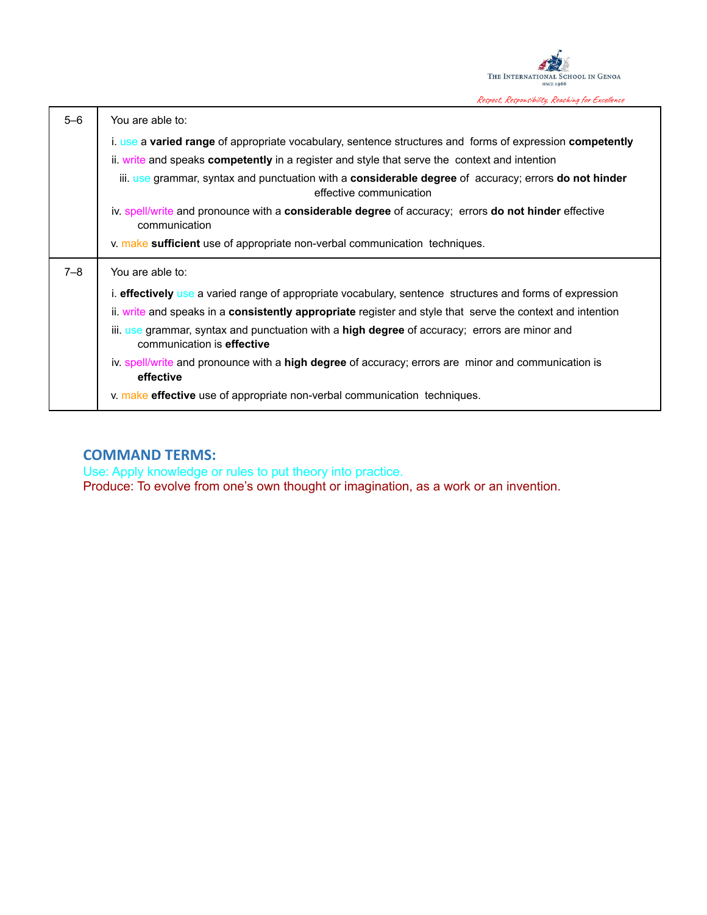| | |
|---|---|
| 5–6 | You are able to:<br><br>i. use a **varied range** of appropriate vocabulary, sentence structures and forms of expression **competently**<br>ii. write and speaks **competently** in a register and style that serve the context and intention<br>iii. use grammar, syntax and punctuation with a **considerable degree** of accuracy; errors **do not hinder** effective communication<br>iv. spell/write and pronounce with a **considerable degree** of accuracy; errors **do not hinder** effective communication<br>v. make **sufficient** use of appropriate non-verbal communication techniques. |
| 7–8 | You are able to:<br><br>i. **effectively** use a varied range of appropriate vocabulary, sentence structures and forms of expression<br>ii. write and speaks in a **consistently appropriate** register and style that serve the context and intention<br>iii. use grammar, syntax and punctuation with a **high degree** of accuracy; errors are minor and communication is **effective**<br>iv. spell/write and pronounce with a **high degree** of accuracy; errors are minor and communication is **effective**<br>v. make **effective** use of appropriate non-verbal communication techniques. |

## COMMAND TERMS:

Use: Apply knowledge or rules to put theory into practice.

Produce: To evolve from one's own thought or imagination, as a work or an invention.